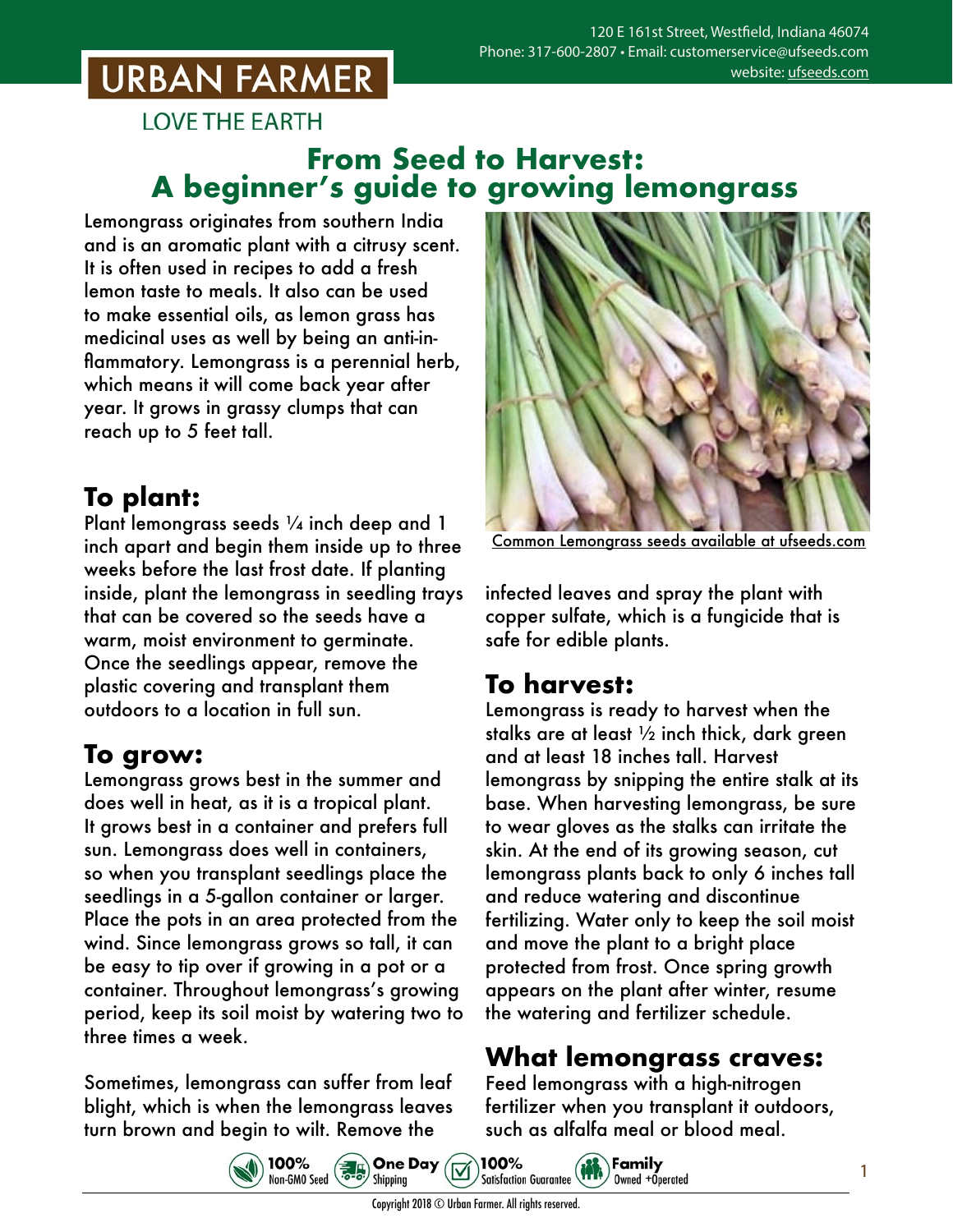# URBAN FARMER

LOVE THE EARTH

120 E 161st Street, Westfield, Indiana 46074
Phone: 317-600-2807 • Email: customerservice@ufseeds.com
website: ufseeds.com

# From Seed to Harvest: A beginner's guide to growing lemongrass

Lemongrass originates from southern India and is an aromatic plant with a citrusy scent. It is often used in recipes to add a fresh lemon taste to meals. It also can be used to make essential oils, as lemon grass has medicinal uses as well by being an anti-inflammatory. Lemongrass is a perennial herb, which means it will come back year after year. It grows in grassy clumps that can reach up to 5 feet tall.

## To plant:

Plant lemongrass seeds ¼ inch deep and 1 inch apart and begin them inside up to three weeks before the last frost date. If planting inside, plant the lemongrass in seedling trays that can be covered so the seeds have a warm, moist environment to germinate. Once the seedlings appear, remove the plastic covering and transplant them outdoors to a location in full sun.

## To grow:

Lemongrass grows best in the summer and does well in heat, as it is a tropical plant. It grows best in a container and prefers full sun. Lemongrass does well in containers, so when you transplant seedlings place the seedlings in a 5-gallon container or larger. Place the pots in an area protected from the wind. Since lemongrass grows so tall, it can be easy to tip over if growing in a pot or a container. Throughout lemongrass's growing period, keep its soil moist by watering two to three times a week.

Sometimes, lemongrass can suffer from leaf blight, which is when the lemongrass leaves turn brown and begin to wilt. Remove the infected leaves and spray the plant with copper sulfate, which is a fungicide that is safe for edible plants.

Common Lemongrass seeds available at ufseeds.com

## To harvest:

Lemongrass is ready to harvest when the stalks are at least ½ inch thick, dark green and at least 18 inches tall. Harvest lemongrass by snipping the entire stalk at its base. When harvesting lemongrass, be sure to wear gloves as the stalks can irritate the skin. At the end of its growing season, cut lemongrass plants back to only 6 inches tall and reduce watering and discontinue fertilizing. Water only to keep the soil moist and move the plant to a bright place protected from frost. Once spring growth appears on the plant after winter, resume the watering and fertilizer schedule.

## What lemongrass craves:

Feed lemongrass with a high-nitrogen fertilizer when you transplant it outdoors, such as alfalfa meal or blood meal.

100% Non-GMO Seed • One Day Shipping • 100% Satisfaction Guarantee • Family Owned +Operated

Copyright 2018 © Urban Farmer. All rights reserved.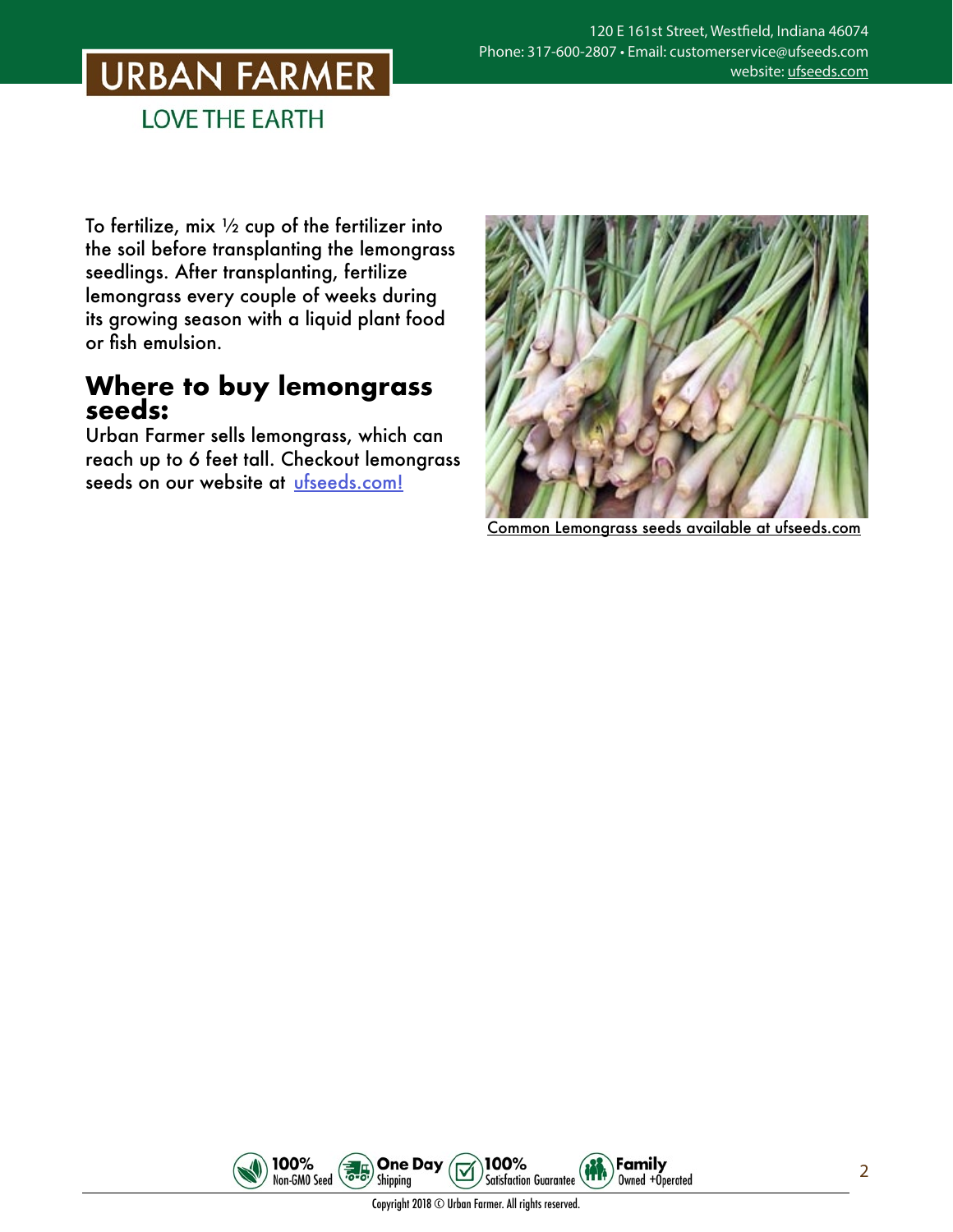To fertilize, mix ½ cup of the fertilizer into the soil before transplanting the lemongrass seedlings. After transplanting, fertilize lemongrass every couple of weeks during its growing season with a liquid plant food or fish emulsion.

## Where to buy lemongrass seeds:

Urban Farmer sells lemongrass, which can reach up to 6 feet tall. Checkout lemongrass seeds on our website at ufseeds.com!

Common Lemongrass seeds available at ufseeds.com